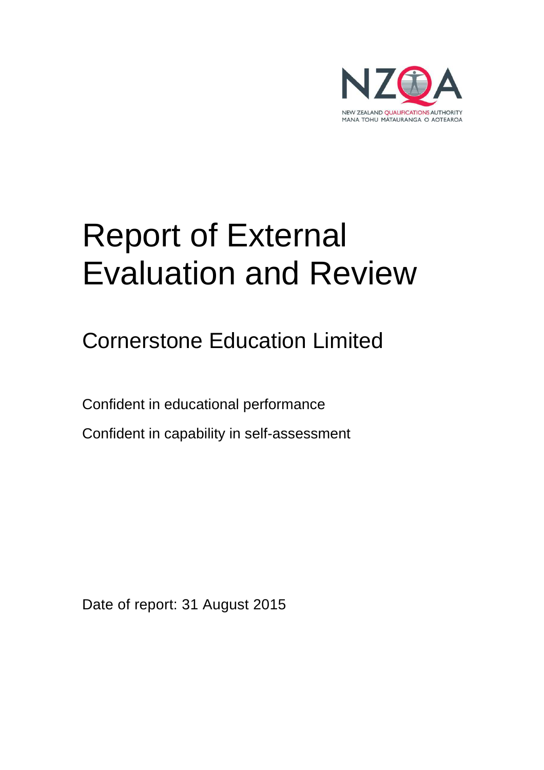NEW ZEALAND QUALIFICATIONS AUTHORITY
MANA TOHU MĀTAURANGA O AOTEAROA

# Report of External Evaluation and Review

## Cornerstone Education Limited

Confident in educational performance

Confident in capability in self-assessment

Date of report: 31 August 2015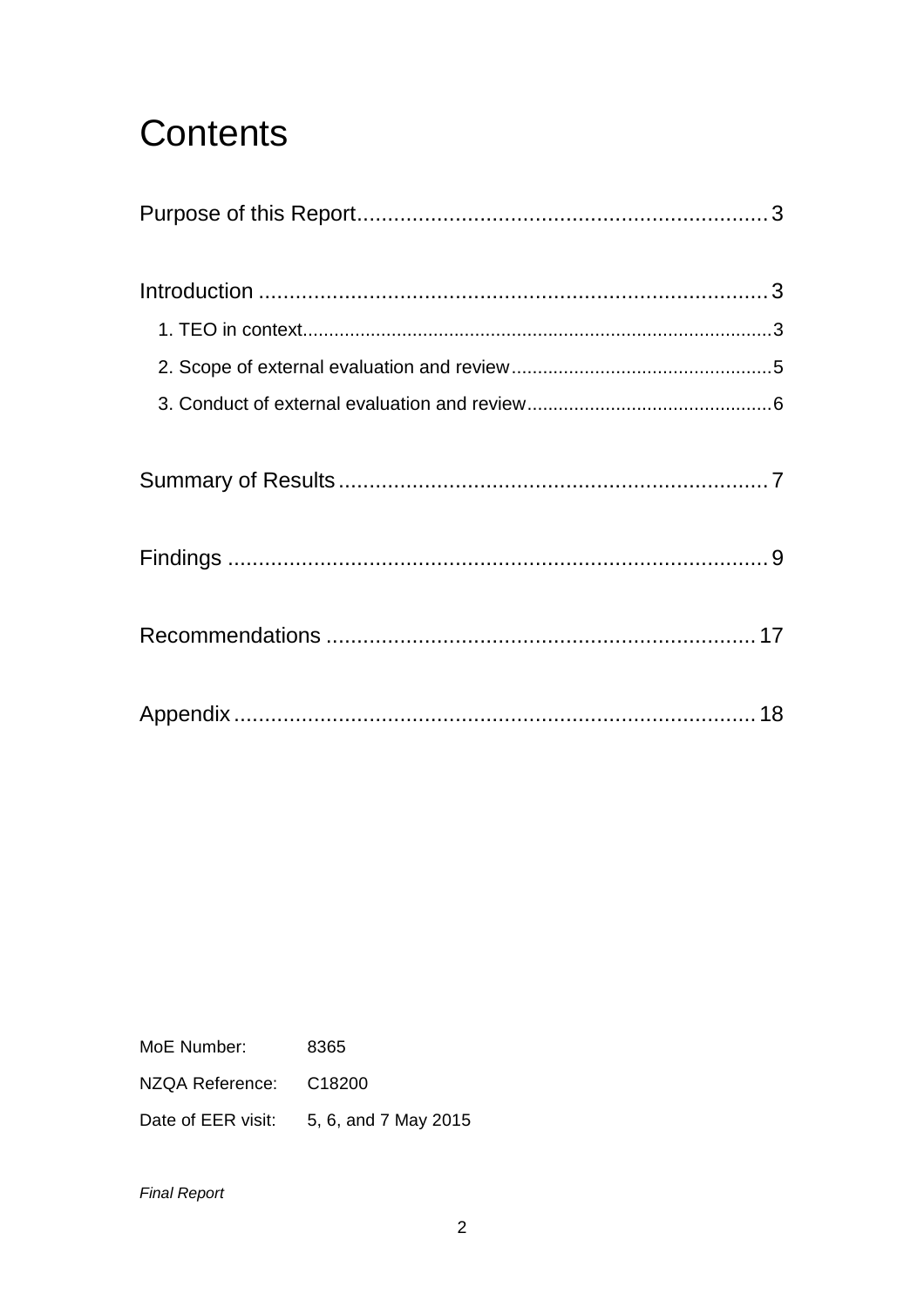# Contents

Purpose of this Report .......... 3

Introduction .......... 3

- 1. TEO in context .......... 3
- 2. Scope of external evaluation and review .......... 5
- 3. Conduct of external evaluation and review .......... 6

Summary of Results .......... 7

Findings .......... 9

Recommendations .......... 17

Appendix .......... 18

MoE Number: 8365

NZQA Reference: C18200

Date of EER visit: 5, 6, and 7 May 2015

*Final Report*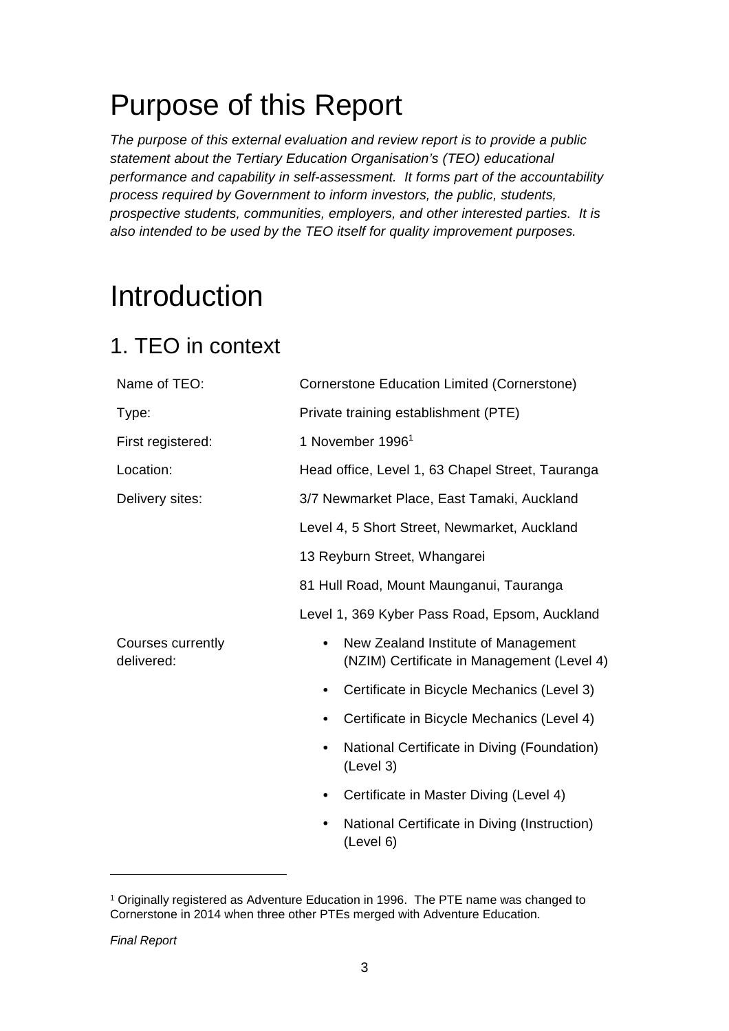# Purpose of this Report

*The purpose of this external evaluation and review report is to provide a public statement about the Tertiary Education Organisation's (TEO) educational performance and capability in self-assessment. It forms part of the accountability process required by Government to inform investors, the public, students, prospective students, communities, employers, and other interested parties. It is also intended to be used by the TEO itself for quality improvement purposes.*

# Introduction

## 1. TEO in context

| | |
|---|---|
| Name of TEO: | Cornerstone Education Limited (Cornerstone) |
| Type: | Private training establishment (PTE) |
| First registered: | 1 November 1996[1] |
| Location: | Head office, Level 1, 63 Chapel Street, Tauranga |
| Delivery sites: | 3/7 Newmarket Place, East Tamaki, Auckland |
| | Level 4, 5 Short Street, Newmarket, Auckland |
| | 13 Reyburn Street, Whangarei |
| | 81 Hull Road, Mount Maunganui, Tauranga |
| | Level 1, 369 Kyber Pass Road, Epsom, Auckland |
| Courses currently delivered: | • New Zealand Institute of Management (NZIM) Certificate in Management (Level 4) |
| | • Certificate in Bicycle Mechanics (Level 3) |
| | • Certificate in Bicycle Mechanics (Level 4) |
| | • National Certificate in Diving (Foundation) (Level 3) |
| | • Certificate in Master Diving (Level 4) |
| | • National Certificate in Diving (Instruction) (Level 6) |

[1] Originally registered as Adventure Education in 1996. The PTE name was changed to Cornerstone in 2014 when three other PTEs merged with Adventure Education.

*Final Report*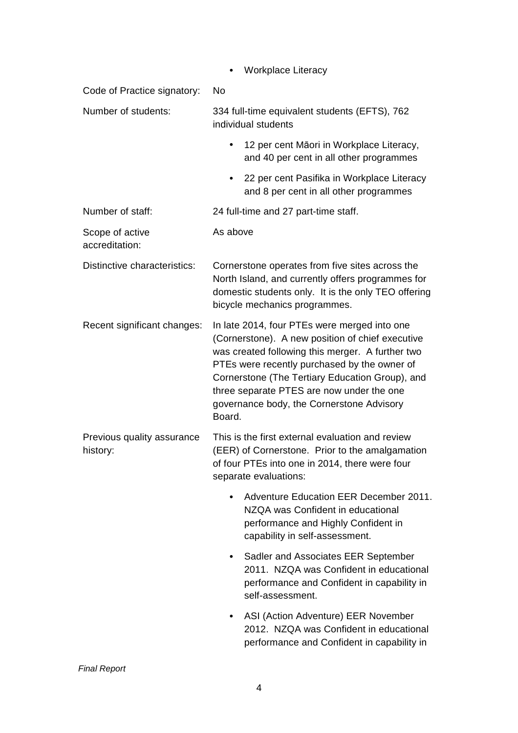| | |
|---|---|
| | • Workplace Literacy |
| Code of Practice signatory: | No |
| Number of students: | 334 full-time equivalent students (EFTS), 762 individual students<br>• 12 per cent Māori in Workplace Literacy, and 40 per cent in all other programmes<br>• 22 per cent Pasifika in Workplace Literacy and 8 per cent in all other programmes |
| Number of staff: | 24 full-time and 27 part-time staff. |
| Scope of active accreditation: | As above |
| Distinctive characteristics: | Cornerstone operates from five sites across the North Island, and currently offers programmes for domestic students only. It is the only TEO offering bicycle mechanics programmes. |
| Recent significant changes: | In late 2014, four PTEs were merged into one (Cornerstone). A new position of chief executive was created following this merger. A further two PTEs were recently purchased by the owner of Cornerstone (The Tertiary Education Group), and three separate PTES are now under the one governance body, the Cornerstone Advisory Board. |
| Previous quality assurance history: | This is the first external evaluation and review (EER) of Cornerstone. Prior to the amalgamation of four PTEs into one in 2014, there were four separate evaluations:<br>• Adventure Education EER December 2011. NZQA was Confident in educational performance and Highly Confident in capability in self-assessment.<br>• Sadler and Associates EER September 2011. NZQA was Confident in educational performance and Confident in capability in self-assessment.<br>• ASI (Action Adventure) EER November 2012. NZQA was Confident in educational performance and Confident in capability in |

*Final Report*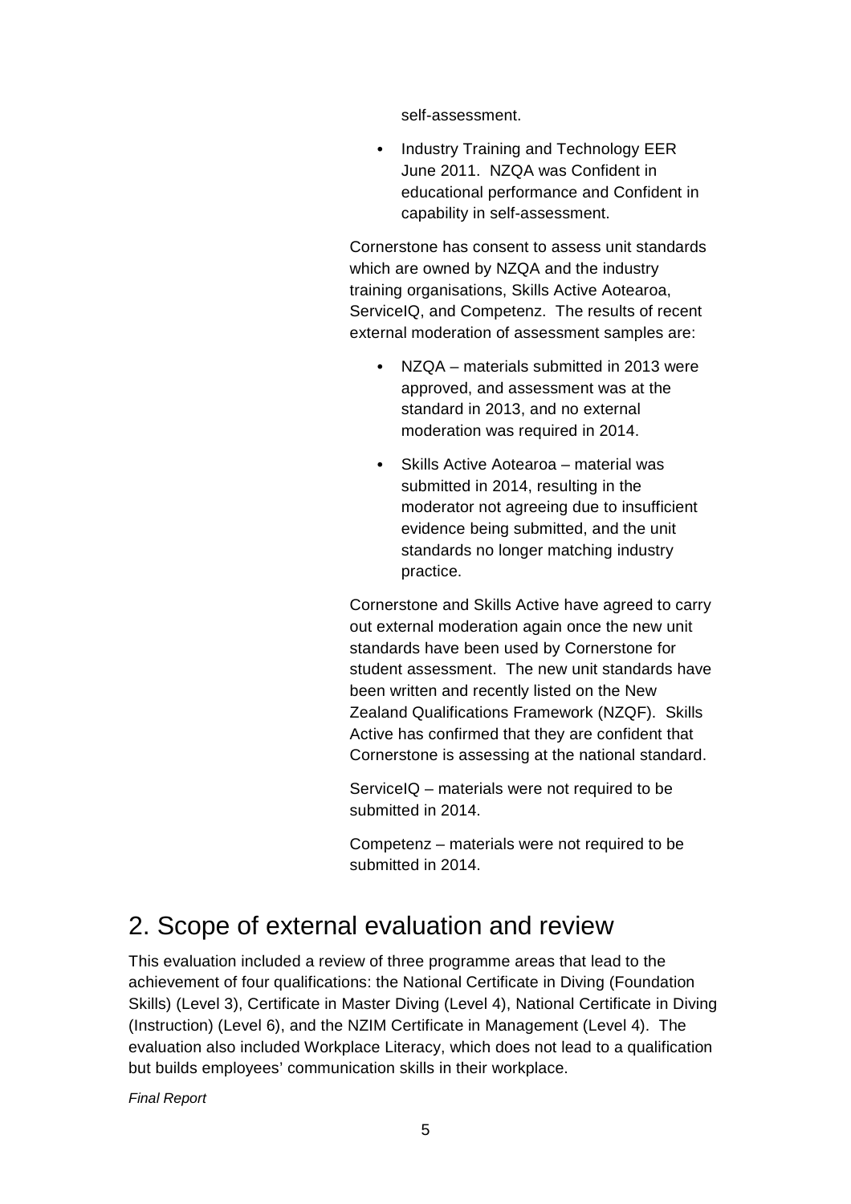self-assessment.

- Industry Training and Technology EER June 2011. NZQA was Confident in educational performance and Confident in capability in self-assessment.

Cornerstone has consent to assess unit standards which are owned by NZQA and the industry training organisations, Skills Active Aotearoa, ServiceIQ, and Competenz. The results of recent external moderation of assessment samples are:

- NZQA – materials submitted in 2013 were approved, and assessment was at the standard in 2013, and no external moderation was required in 2014.
- Skills Active Aotearoa – material was submitted in 2014, resulting in the moderator not agreeing due to insufficient evidence being submitted, and the unit standards no longer matching industry practice.

Cornerstone and Skills Active have agreed to carry out external moderation again once the new unit standards have been used by Cornerstone for student assessment. The new unit standards have been written and recently listed on the New Zealand Qualifications Framework (NZQF). Skills Active has confirmed that they are confident that Cornerstone is assessing at the national standard.

ServiceIQ – materials were not required to be submitted in 2014.

Competenz – materials were not required to be submitted in 2014.

# 2. Scope of external evaluation and review

This evaluation included a review of three programme areas that lead to the achievement of four qualifications: the National Certificate in Diving (Foundation Skills) (Level 3), Certificate in Master Diving (Level 4), National Certificate in Diving (Instruction) (Level 6), and the NZIM Certificate in Management (Level 4). The evaluation also included Workplace Literacy, which does not lead to a qualification but builds employees' communication skills in their workplace.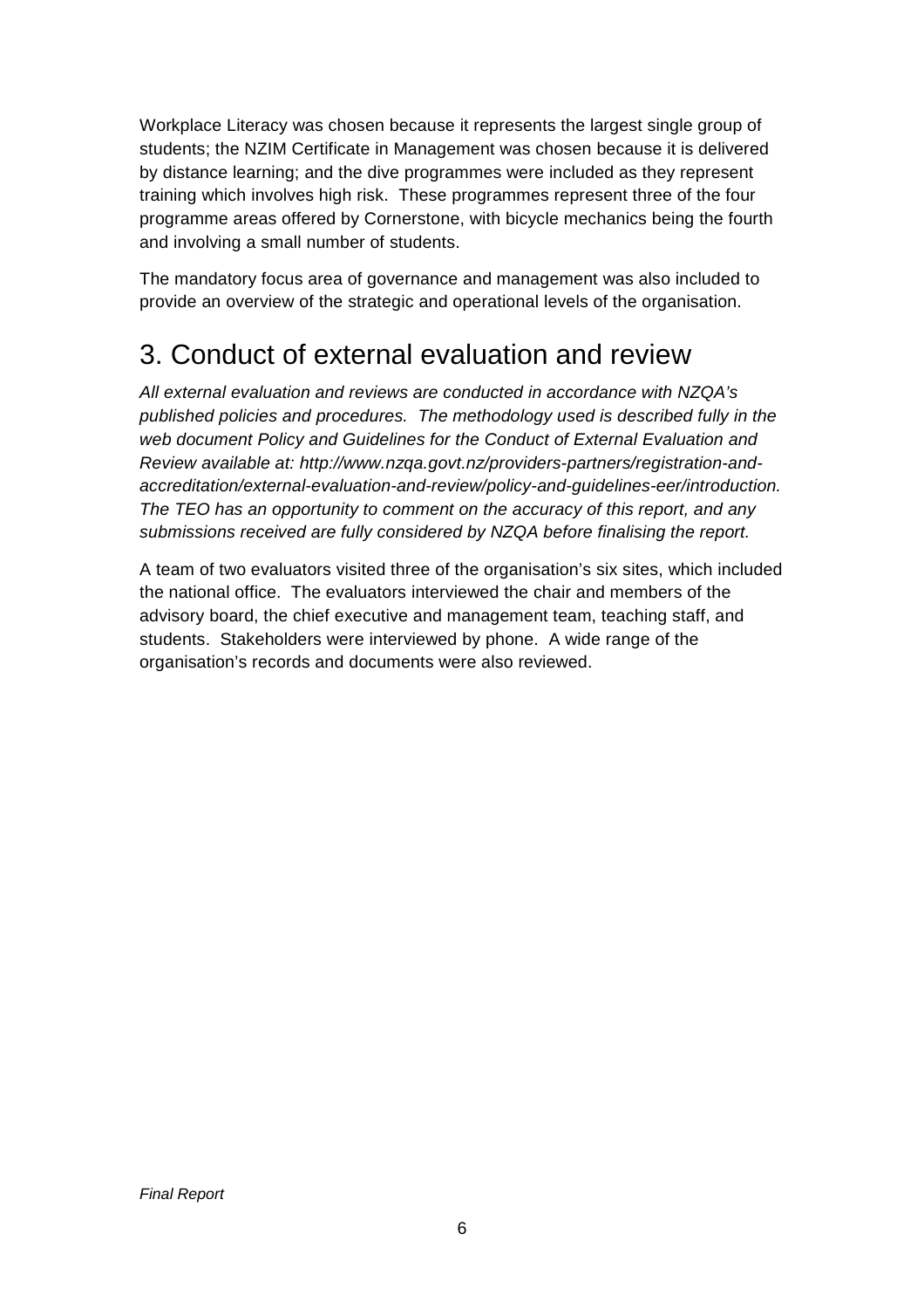Workplace Literacy was chosen because it represents the largest single group of students; the NZIM Certificate in Management was chosen because it is delivered by distance learning; and the dive programmes were included as they represent training which involves high risk. These programmes represent three of the four programme areas offered by Cornerstone, with bicycle mechanics being the fourth and involving a small number of students.

The mandatory focus area of governance and management was also included to provide an overview of the strategic and operational levels of the organisation.

# 3. Conduct of external evaluation and review

*All external evaluation and reviews are conducted in accordance with NZQA's published policies and procedures. The methodology used is described fully in the web document Policy and Guidelines for the Conduct of External Evaluation and Review available at: http://www.nzqa.govt.nz/providers-partners/registration-and-accreditation/external-evaluation-and-review/policy-and-guidelines-eer/introduction. The TEO has an opportunity to comment on the accuracy of this report, and any submissions received are fully considered by NZQA before finalising the report.*

A team of two evaluators visited three of the organisation's six sites, which included the national office. The evaluators interviewed the chair and members of the advisory board, the chief executive and management team, teaching staff, and students. Stakeholders were interviewed by phone. A wide range of the organisation's records and documents were also reviewed.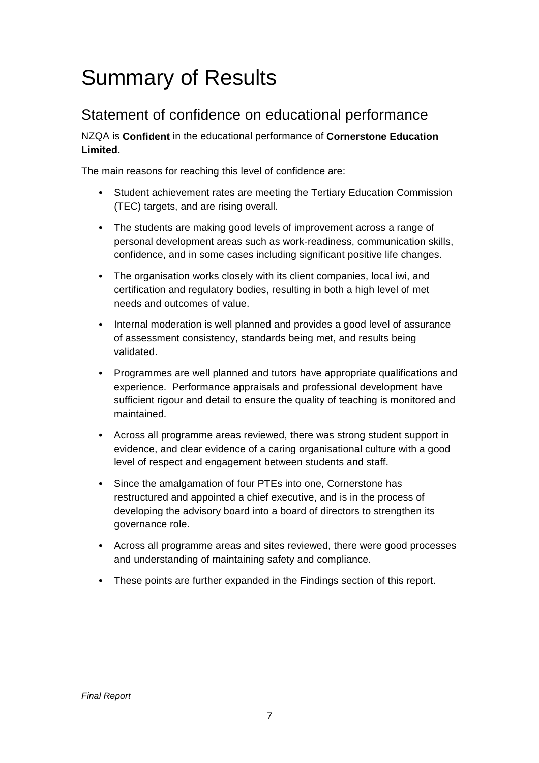# Summary of Results

## Statement of confidence on educational performance

NZQA is **Confident** in the educational performance of **Cornerstone Education Limited.**

The main reasons for reaching this level of confidence are:

- Student achievement rates are meeting the Tertiary Education Commission (TEC) targets, and are rising overall.
- The students are making good levels of improvement across a range of personal development areas such as work-readiness, communication skills, confidence, and in some cases including significant positive life changes.
- The organisation works closely with its client companies, local iwi, and certification and regulatory bodies, resulting in both a high level of met needs and outcomes of value.
- Internal moderation is well planned and provides a good level of assurance of assessment consistency, standards being met, and results being validated.
- Programmes are well planned and tutors have appropriate qualifications and experience. Performance appraisals and professional development have sufficient rigour and detail to ensure the quality of teaching is monitored and maintained.
- Across all programme areas reviewed, there was strong student support in evidence, and clear evidence of a caring organisational culture with a good level of respect and engagement between students and staff.
- Since the amalgamation of four PTEs into one, Cornerstone has restructured and appointed a chief executive, and is in the process of developing the advisory board into a board of directors to strengthen its governance role.
- Across all programme areas and sites reviewed, there were good processes and understanding of maintaining safety and compliance.
- These points are further expanded in the Findings section of this report.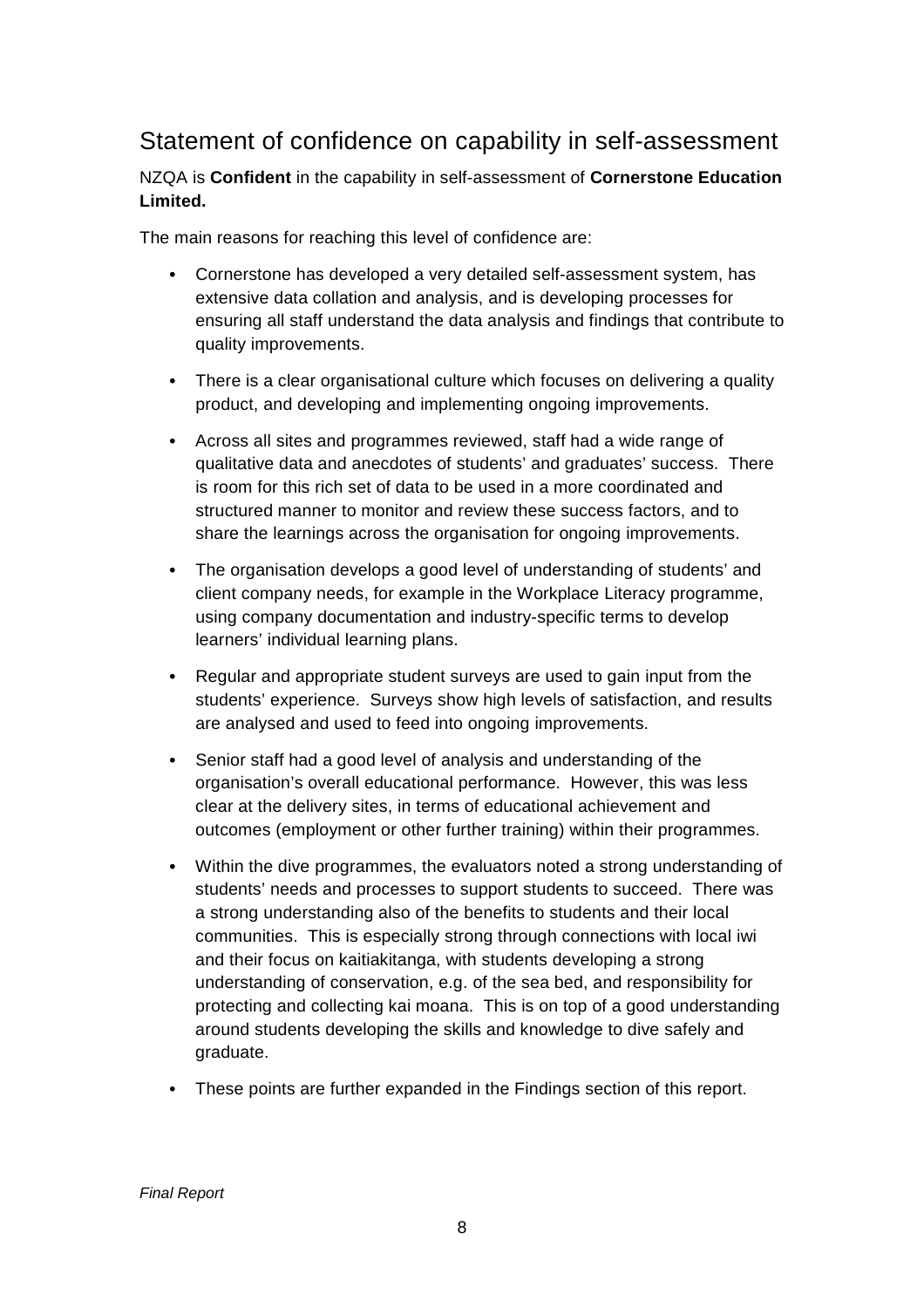## Statement of confidence on capability in self-assessment

NZQA is **Confident** in the capability in self-assessment of **Cornerstone Education Limited.**

The main reasons for reaching this level of confidence are:

- Cornerstone has developed a very detailed self-assessment system, has extensive data collation and analysis, and is developing processes for ensuring all staff understand the data analysis and findings that contribute to quality improvements.
- There is a clear organisational culture which focuses on delivering a quality product, and developing and implementing ongoing improvements.
- Across all sites and programmes reviewed, staff had a wide range of qualitative data and anecdotes of students' and graduates' success. There is room for this rich set of data to be used in a more coordinated and structured manner to monitor and review these success factors, and to share the learnings across the organisation for ongoing improvements.
- The organisation develops a good level of understanding of students' and client company needs, for example in the Workplace Literacy programme, using company documentation and industry-specific terms to develop learners' individual learning plans.
- Regular and appropriate student surveys are used to gain input from the students' experience. Surveys show high levels of satisfaction, and results are analysed and used to feed into ongoing improvements.
- Senior staff had a good level of analysis and understanding of the organisation's overall educational performance. However, this was less clear at the delivery sites, in terms of educational achievement and outcomes (employment or other further training) within their programmes.
- Within the dive programmes, the evaluators noted a strong understanding of students' needs and processes to support students to succeed. There was a strong understanding also of the benefits to students and their local communities. This is especially strong through connections with local iwi and their focus on kaitiakitanga, with students developing a strong understanding of conservation, e.g. of the sea bed, and responsibility for protecting and collecting kai moana. This is on top of a good understanding around students developing the skills and knowledge to dive safely and graduate.
- These points are further expanded in the Findings section of this report.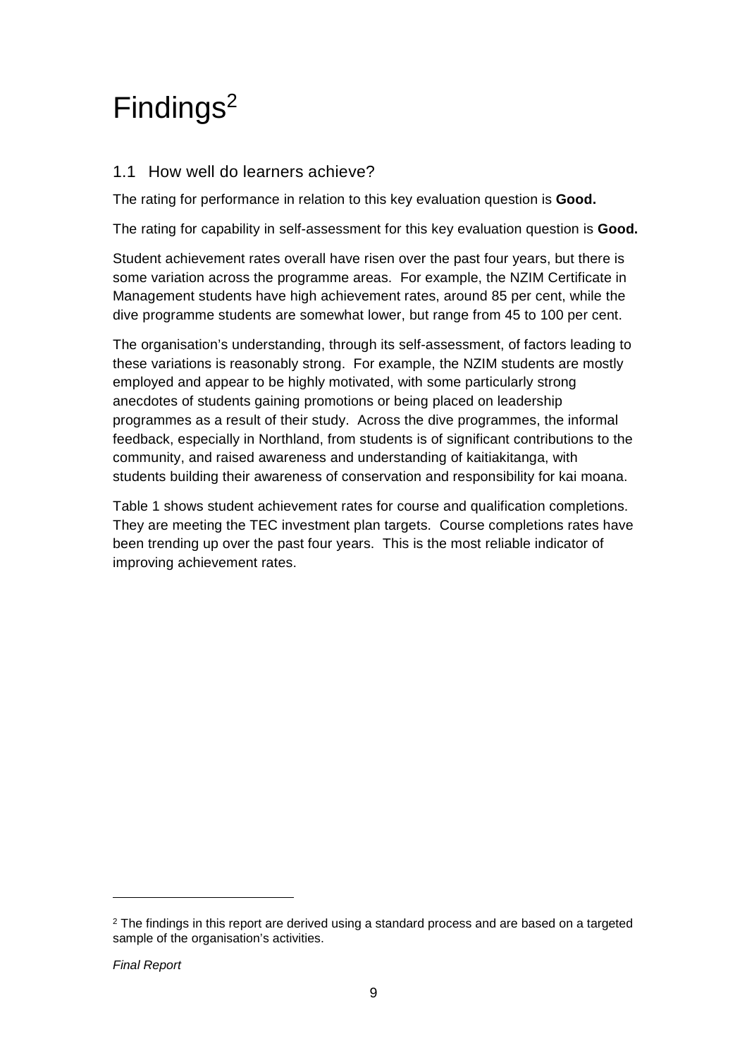# Findings[2]

## 1.1 How well do learners achieve?

The rating for performance in relation to this key evaluation question is **Good.**

The rating for capability in self-assessment for this key evaluation question is **Good.**

Student achievement rates overall have risen over the past four years, but there is some variation across the programme areas. For example, the NZIM Certificate in Management students have high achievement rates, around 85 per cent, while the dive programme students are somewhat lower, but range from 45 to 100 per cent.

The organisation's understanding, through its self-assessment, of factors leading to these variations is reasonably strong. For example, the NZIM students are mostly employed and appear to be highly motivated, with some particularly strong anecdotes of students gaining promotions or being placed on leadership programmes as a result of their study. Across the dive programmes, the informal feedback, especially in Northland, from students is of significant contributions to the community, and raised awareness and understanding of kaitiakitanga, with students building their awareness of conservation and responsibility for kai moana.

Table 1 shows student achievement rates for course and qualification completions. They are meeting the TEC investment plan targets. Course completions rates have been trending up over the past four years. This is the most reliable indicator of improving achievement rates.

---

[2] The findings in this report are derived using a standard process and are based on a targeted sample of the organisation's activities.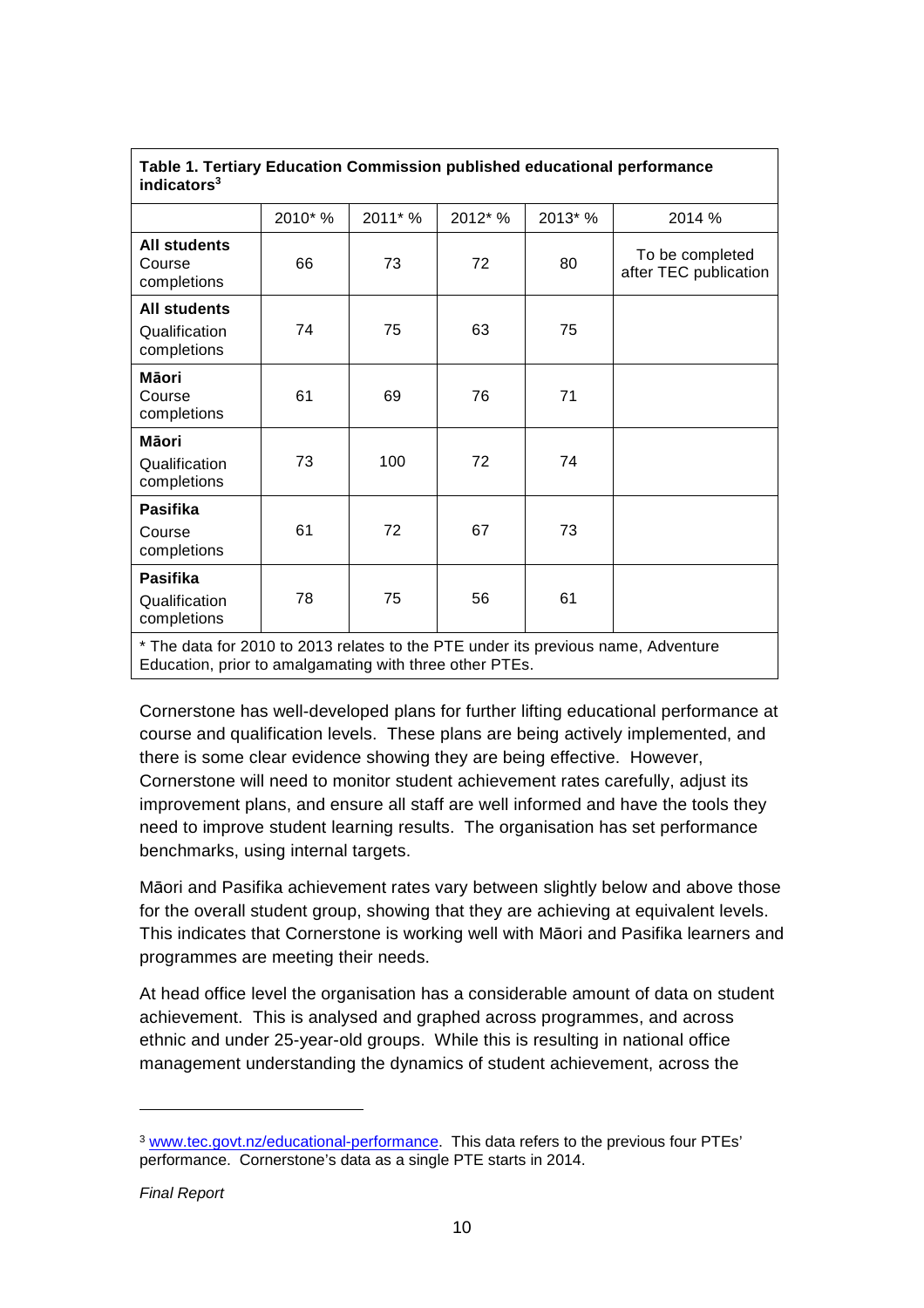**Table 1. Tertiary Education Commission published educational performance indicators[3]**

| | 2010* % | 2011* % | 2012* % | 2013* % | 2014 % |
|---|---|---|---|---|---|
| **All students** Course completions | 66 | 73 | 72 | 80 | To be completed after TEC publication |
| **All students** Qualification completions | 74 | 75 | 63 | 75 | |
| **Māori** Course completions | 61 | 69 | 76 | 71 | |
| **Māori** Qualification completions | 73 | 100 | 72 | 74 | |
| **Pasifika** Course completions | 61 | 72 | 67 | 73 | |
| **Pasifika** Qualification completions | 78 | 75 | 56 | 61 | |

\* The data for 2010 to 2013 relates to the PTE under its previous name, Adventure Education, prior to amalgamating with three other PTEs.

Cornerstone has well-developed plans for further lifting educational performance at course and qualification levels. These plans are being actively implemented, and there is some clear evidence showing they are being effective. However, Cornerstone will need to monitor student achievement rates carefully, adjust its improvement plans, and ensure all staff are well informed and have the tools they need to improve student learning results. The organisation has set performance benchmarks, using internal targets.

Māori and Pasifika achievement rates vary between slightly below and above those for the overall student group, showing that they are achieving at equivalent levels. This indicates that Cornerstone is working well with Māori and Pasifika learners and programmes are meeting their needs.

At head office level the organisation has a considerable amount of data on student achievement. This is analysed and graphed across programmes, and across ethnic and under 25-year-old groups. While this is resulting in national office management understanding the dynamics of student achievement, across the

[3] www.tec.govt.nz/educational-performance. This data refers to the previous four PTEs' performance. Cornerstone's data as a single PTE starts in 2014.

*Final Report*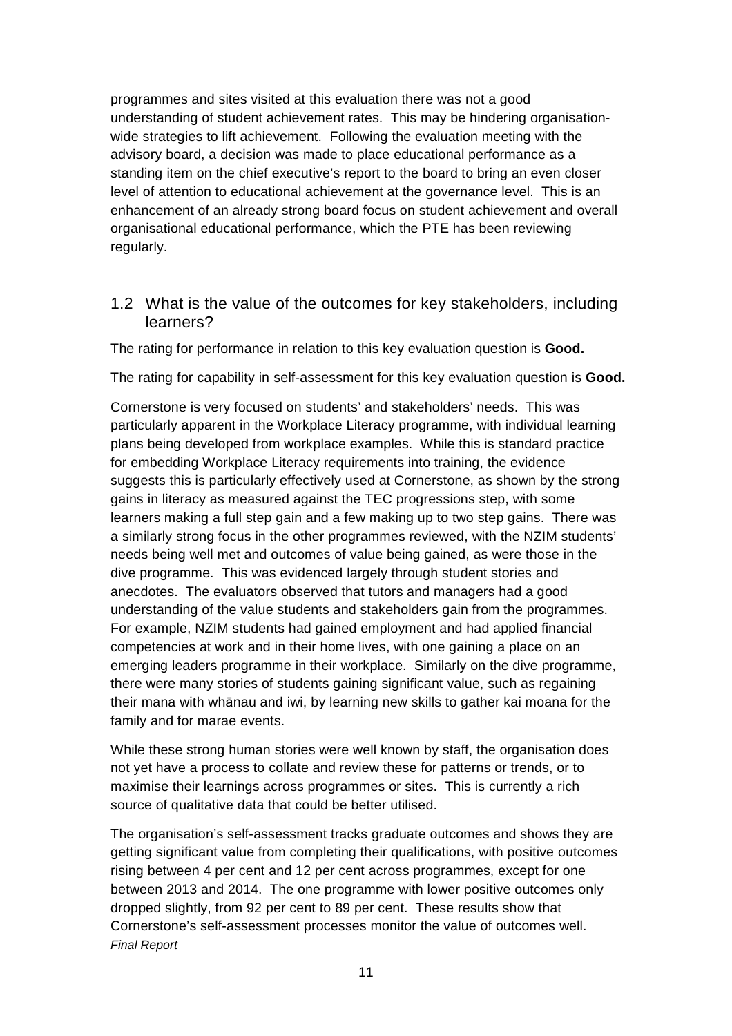programmes and sites visited at this evaluation there was not a good understanding of student achievement rates. This may be hindering organisation-wide strategies to lift achievement. Following the evaluation meeting with the advisory board, a decision was made to place educational performance as a standing item on the chief executive's report to the board to bring an even closer level of attention to educational achievement at the governance level. This is an enhancement of an already strong board focus on student achievement and overall organisational educational performance, which the PTE has been reviewing regularly.

## 1.2 What is the value of the outcomes for key stakeholders, including learners?

The rating for performance in relation to this key evaluation question is **Good.**

The rating for capability in self-assessment for this key evaluation question is **Good.**

Cornerstone is very focused on students' and stakeholders' needs. This was particularly apparent in the Workplace Literacy programme, with individual learning plans being developed from workplace examples. While this is standard practice for embedding Workplace Literacy requirements into training, the evidence suggests this is particularly effectively used at Cornerstone, as shown by the strong gains in literacy as measured against the TEC progressions step, with some learners making a full step gain and a few making up to two step gains. There was a similarly strong focus in the other programmes reviewed, with the NZIM students' needs being well met and outcomes of value being gained, as were those in the dive programme. This was evidenced largely through student stories and anecdotes. The evaluators observed that tutors and managers had a good understanding of the value students and stakeholders gain from the programmes. For example, NZIM students had gained employment and had applied financial competencies at work and in their home lives, with one gaining a place on an emerging leaders programme in their workplace. Similarly on the dive programme, there were many stories of students gaining significant value, such as regaining their mana with whānau and iwi, by learning new skills to gather kai moana for the family and for marae events.

While these strong human stories were well known by staff, the organisation does not yet have a process to collate and review these for patterns or trends, or to maximise their learnings across programmes or sites. This is currently a rich source of qualitative data that could be better utilised.

The organisation's self-assessment tracks graduate outcomes and shows they are getting significant value from completing their qualifications, with positive outcomes rising between 4 per cent and 12 per cent across programmes, except for one between 2013 and 2014. The one programme with lower positive outcomes only dropped slightly, from 92 per cent to 89 per cent. These results show that Cornerstone's self-assessment processes monitor the value of outcomes well.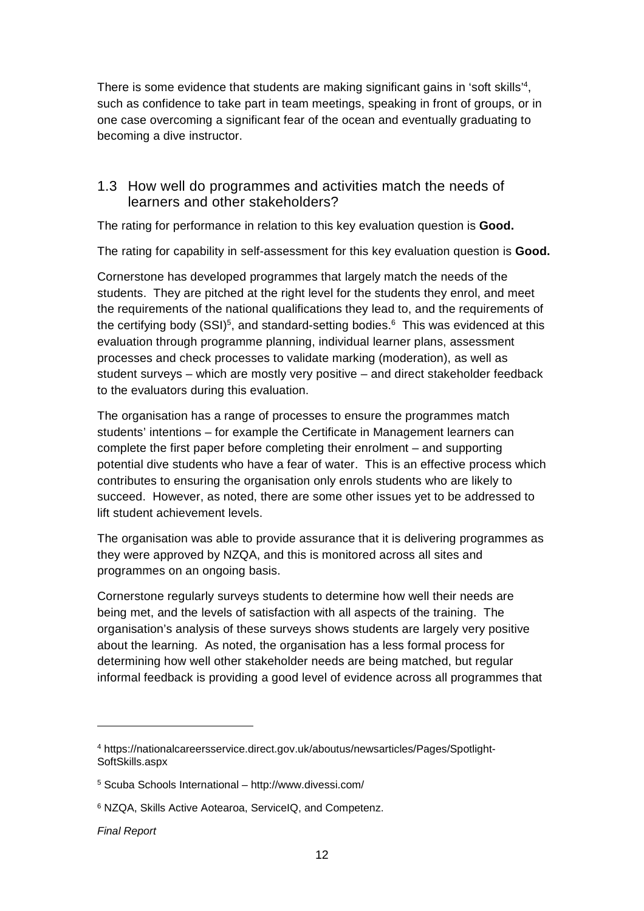There is some evidence that students are making significant gains in 'soft skills'[4], such as confidence to take part in team meetings, speaking in front of groups, or in one case overcoming a significant fear of the ocean and eventually graduating to becoming a dive instructor.

## 1.3 How well do programmes and activities match the needs of learners and other stakeholders?

The rating for performance in relation to this key evaluation question is **Good.**

The rating for capability in self-assessment for this key evaluation question is **Good.**

Cornerstone has developed programmes that largely match the needs of the students. They are pitched at the right level for the students they enrol, and meet the requirements of the national qualifications they lead to, and the requirements of the certifying body (SSI)[5], and standard-setting bodies.[6] This was evidenced at this evaluation through programme planning, individual learner plans, assessment processes and check processes to validate marking (moderation), as well as student surveys – which are mostly very positive – and direct stakeholder feedback to the evaluators during this evaluation.

The organisation has a range of processes to ensure the programmes match students' intentions – for example the Certificate in Management learners can complete the first paper before completing their enrolment – and supporting potential dive students who have a fear of water. This is an effective process which contributes to ensuring the organisation only enrols students who are likely to succeed. However, as noted, there are some other issues yet to be addressed to lift student achievement levels.

The organisation was able to provide assurance that it is delivering programmes as they were approved by NZQA, and this is monitored across all sites and programmes on an ongoing basis.

Cornerstone regularly surveys students to determine how well their needs are being met, and the levels of satisfaction with all aspects of the training. The organisation's analysis of these surveys shows students are largely very positive about the learning. As noted, the organisation has a less formal process for determining how well other stakeholder needs are being matched, but regular informal feedback is providing a good level of evidence across all programmes that

---

[4] https://nationalcareersservice.direct.gov.uk/aboutus/newsarticles/Pages/Spotlight-SoftSkills.aspx

[5] Scuba Schools International – http://www.divessi.com/

[6] NZQA, Skills Active Aotearoa, ServiceIQ, and Competenz.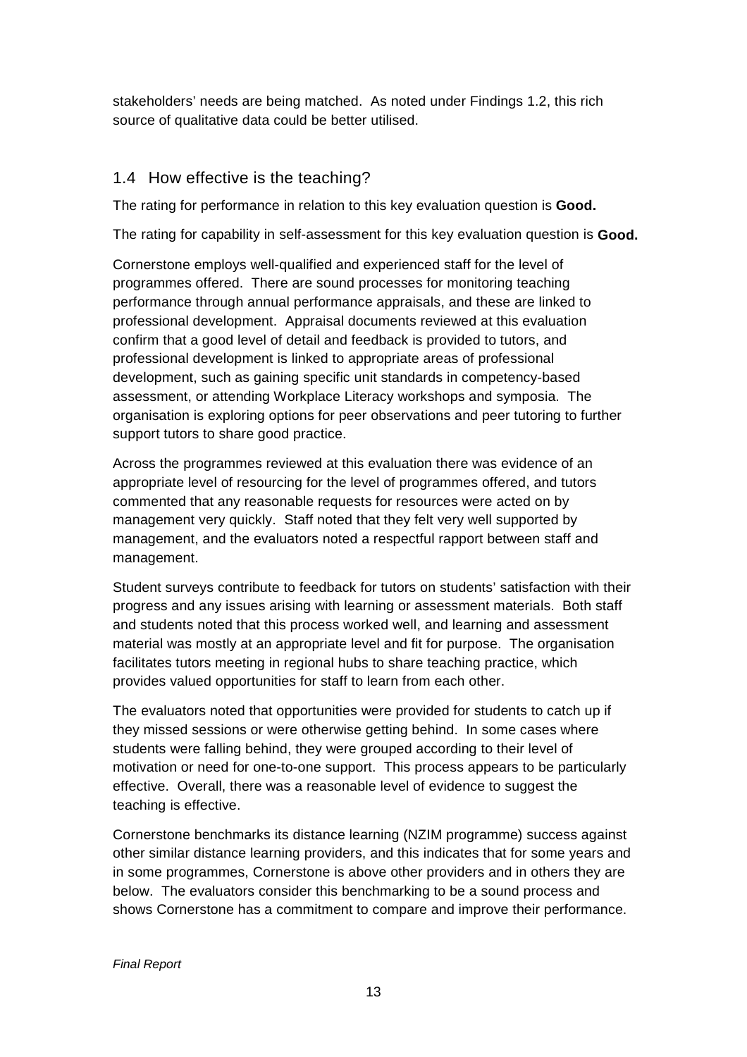stakeholders' needs are being matched. As noted under Findings 1.2, this rich source of qualitative data could be better utilised.

## 1.4 How effective is the teaching?

The rating for performance in relation to this key evaluation question is **Good.**

The rating for capability in self-assessment for this key evaluation question is **Good.**

Cornerstone employs well-qualified and experienced staff for the level of programmes offered. There are sound processes for monitoring teaching performance through annual performance appraisals, and these are linked to professional development. Appraisal documents reviewed at this evaluation confirm that a good level of detail and feedback is provided to tutors, and professional development is linked to appropriate areas of professional development, such as gaining specific unit standards in competency-based assessment, or attending Workplace Literacy workshops and symposia. The organisation is exploring options for peer observations and peer tutoring to further support tutors to share good practice.

Across the programmes reviewed at this evaluation there was evidence of an appropriate level of resourcing for the level of programmes offered, and tutors commented that any reasonable requests for resources were acted on by management very quickly. Staff noted that they felt very well supported by management, and the evaluators noted a respectful rapport between staff and management.

Student surveys contribute to feedback for tutors on students' satisfaction with their progress and any issues arising with learning or assessment materials. Both staff and students noted that this process worked well, and learning and assessment material was mostly at an appropriate level and fit for purpose. The organisation facilitates tutors meeting in regional hubs to share teaching practice, which provides valued opportunities for staff to learn from each other.

The evaluators noted that opportunities were provided for students to catch up if they missed sessions or were otherwise getting behind. In some cases where students were falling behind, they were grouped according to their level of motivation or need for one-to-one support. This process appears to be particularly effective. Overall, there was a reasonable level of evidence to suggest the teaching is effective.

Cornerstone benchmarks its distance learning (NZIM programme) success against other similar distance learning providers, and this indicates that for some years and in some programmes, Cornerstone is above other providers and in others they are below. The evaluators consider this benchmarking to be a sound process and shows Cornerstone has a commitment to compare and improve their performance.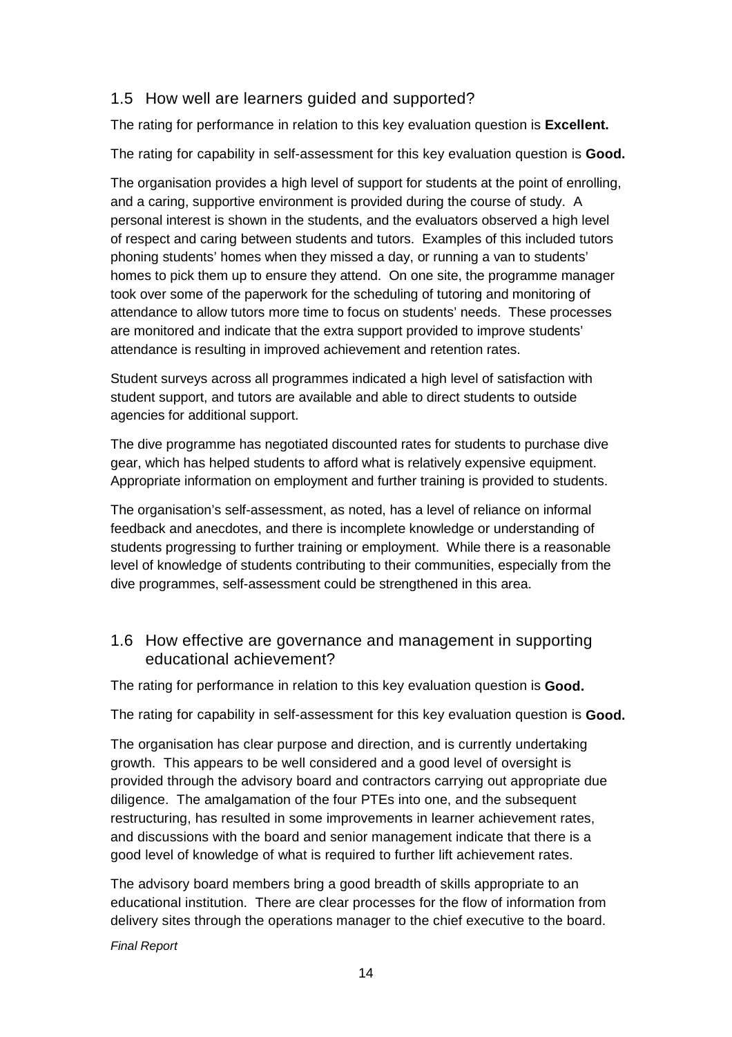## 1.5 How well are learners guided and supported?

The rating for performance in relation to this key evaluation question is **Excellent.**

The rating for capability in self-assessment for this key evaluation question is **Good.**

The organisation provides a high level of support for students at the point of enrolling, and a caring, supportive environment is provided during the course of study. A personal interest is shown in the students, and the evaluators observed a high level of respect and caring between students and tutors. Examples of this included tutors phoning students' homes when they missed a day, or running a van to students' homes to pick them up to ensure they attend. On one site, the programme manager took over some of the paperwork for the scheduling of tutoring and monitoring of attendance to allow tutors more time to focus on students' needs. These processes are monitored and indicate that the extra support provided to improve students' attendance is resulting in improved achievement and retention rates.

Student surveys across all programmes indicated a high level of satisfaction with student support, and tutors are available and able to direct students to outside agencies for additional support.

The dive programme has negotiated discounted rates for students to purchase dive gear, which has helped students to afford what is relatively expensive equipment. Appropriate information on employment and further training is provided to students.

The organisation's self-assessment, as noted, has a level of reliance on informal feedback and anecdotes, and there is incomplete knowledge or understanding of students progressing to further training or employment. While there is a reasonable level of knowledge of students contributing to their communities, especially from the dive programmes, self-assessment could be strengthened in this area.

## 1.6 How effective are governance and management in supporting educational achievement?

The rating for performance in relation to this key evaluation question is **Good.**

The rating for capability in self-assessment for this key evaluation question is **Good.**

The organisation has clear purpose and direction, and is currently undertaking growth. This appears to be well considered and a good level of oversight is provided through the advisory board and contractors carrying out appropriate due diligence. The amalgamation of the four PTEs into one, and the subsequent restructuring, has resulted in some improvements in learner achievement rates, and discussions with the board and senior management indicate that there is a good level of knowledge of what is required to further lift achievement rates.

The advisory board members bring a good breadth of skills appropriate to an educational institution. There are clear processes for the flow of information from delivery sites through the operations manager to the chief executive to the board.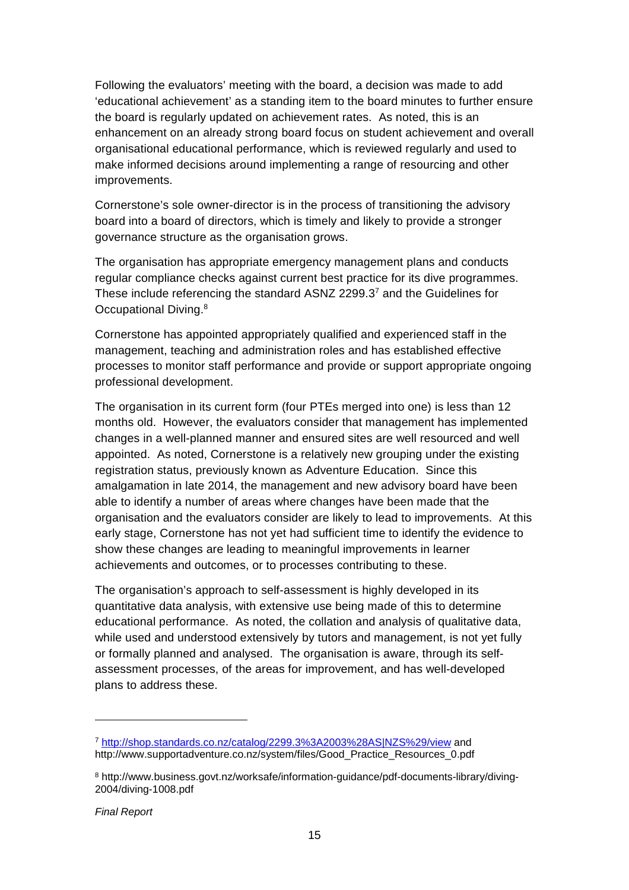Following the evaluators' meeting with the board, a decision was made to add 'educational achievement' as a standing item to the board minutes to further ensure the board is regularly updated on achievement rates. As noted, this is an enhancement on an already strong board focus on student achievement and overall organisational educational performance, which is reviewed regularly and used to make informed decisions around implementing a range of resourcing and other improvements.

Cornerstone's sole owner-director is in the process of transitioning the advisory board into a board of directors, which is timely and likely to provide a stronger governance structure as the organisation grows.

The organisation has appropriate emergency management plans and conducts regular compliance checks against current best practice for its dive programmes. These include referencing the standard ASNZ 2299.3[7] and the Guidelines for Occupational Diving.[8]

Cornerstone has appointed appropriately qualified and experienced staff in the management, teaching and administration roles and has established effective processes to monitor staff performance and provide or support appropriate ongoing professional development.

The organisation in its current form (four PTEs merged into one) is less than 12 months old. However, the evaluators consider that management has implemented changes in a well-planned manner and ensured sites are well resourced and well appointed. As noted, Cornerstone is a relatively new grouping under the existing registration status, previously known as Adventure Education. Since this amalgamation in late 2014, the management and new advisory board have been able to identify a number of areas where changes have been made that the organisation and the evaluators consider are likely to lead to improvements. At this early stage, Cornerstone has not yet had sufficient time to identify the evidence to show these changes are leading to meaningful improvements in learner achievements and outcomes, or to processes contributing to these.

The organisation's approach to self-assessment is highly developed in its quantitative data analysis, with extensive use being made of this to determine educational performance. As noted, the collation and analysis of qualitative data, while used and understood extensively by tutors and management, is not yet fully or formally planned and analysed. The organisation is aware, through its self-assessment processes, of the areas for improvement, and has well-developed plans to address these.

---

[7] http://shop.standards.co.nz/catalog/2299.3%3A2003%28AS|NZS%29/view and http://www.supportadventure.co.nz/system/files/Good_Practice_Resources_0.pdf

[8] http://www.business.govt.nz/worksafe/information-guidance/pdf-documents-library/diving-2004/diving-1008.pdf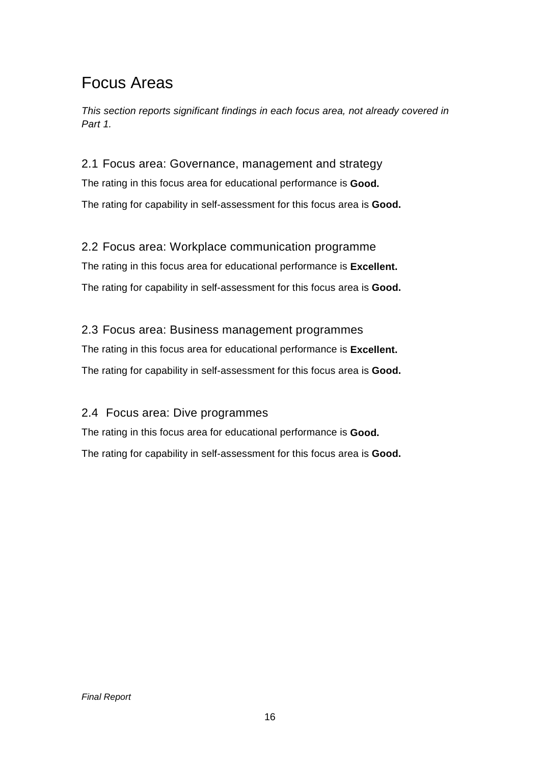# Focus Areas

*This section reports significant findings in each focus area, not already covered in Part 1.*

## 2.1 Focus area: Governance, management and strategy

The rating in this focus area for educational performance is **Good.**

The rating for capability in self-assessment for this focus area is **Good.**

## 2.2 Focus area: Workplace communication programme

The rating in this focus area for educational performance is **Excellent.**

The rating for capability in self-assessment for this focus area is **Good.**

## 2.3 Focus area: Business management programmes

The rating in this focus area for educational performance is **Excellent.**

The rating for capability in self-assessment for this focus area is **Good.**

## 2.4 Focus area: Dive programmes

The rating in this focus area for educational performance is **Good.**

The rating for capability in self-assessment for this focus area is **Good.**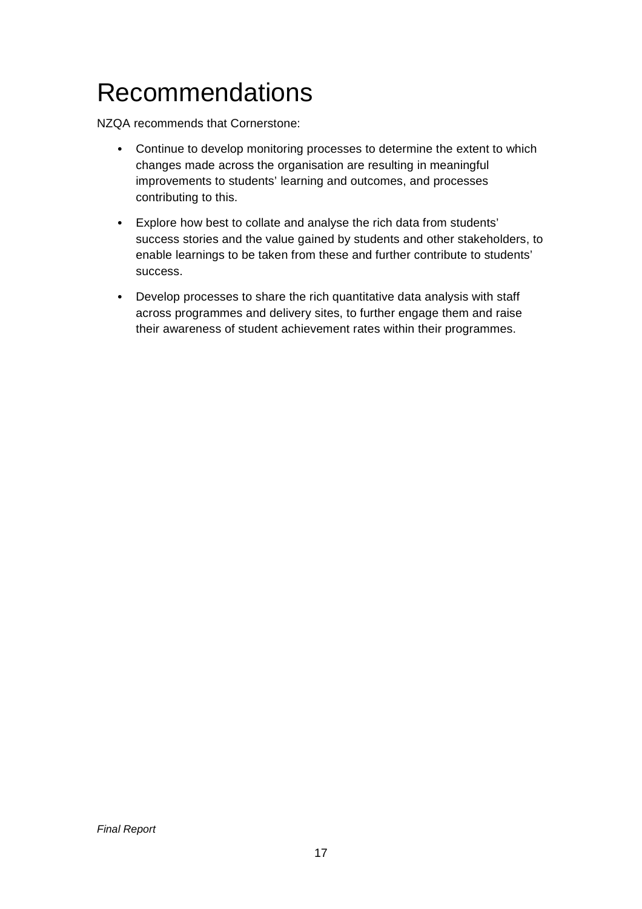# Recommendations

NZQA recommends that Cornerstone:

- Continue to develop monitoring processes to determine the extent to which changes made across the organisation are resulting in meaningful improvements to students' learning and outcomes, and processes contributing to this.
- Explore how best to collate and analyse the rich data from students' success stories and the value gained by students and other stakeholders, to enable learnings to be taken from these and further contribute to students' success.
- Develop processes to share the rich quantitative data analysis with staff across programmes and delivery sites, to further engage them and raise their awareness of student achievement rates within their programmes.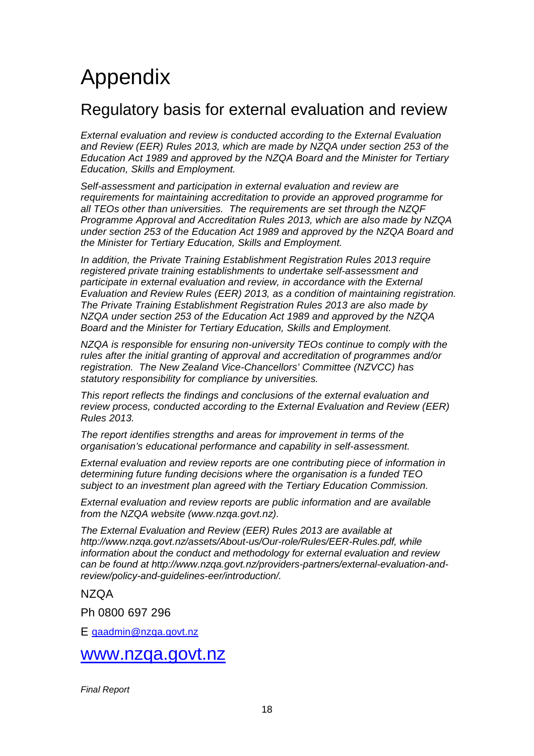# Appendix

## Regulatory basis for external evaluation and review

*External evaluation and review is conducted according to the External Evaluation and Review (EER) Rules 2013, which are made by NZQA under section 253 of the Education Act 1989 and approved by the NZQA Board and the Minister for Tertiary Education, Skills and Employment.*

*Self-assessment and participation in external evaluation and review are requirements for maintaining accreditation to provide an approved programme for all TEOs other than universities. The requirements are set through the NZQF Programme Approval and Accreditation Rules 2013, which are also made by NZQA under section 253 of the Education Act 1989 and approved by the NZQA Board and the Minister for Tertiary Education, Skills and Employment.*

*In addition, the Private Training Establishment Registration Rules 2013 require registered private training establishments to undertake self-assessment and participate in external evaluation and review, in accordance with the External Evaluation and Review Rules (EER) 2013, as a condition of maintaining registration. The Private Training Establishment Registration Rules 2013 are also made by NZQA under section 253 of the Education Act 1989 and approved by the NZQA Board and the Minister for Tertiary Education, Skills and Employment.*

*NZQA is responsible for ensuring non-university TEOs continue to comply with the rules after the initial granting of approval and accreditation of programmes and/or registration. The New Zealand Vice-Chancellors' Committee (NZVCC) has statutory responsibility for compliance by universities.*

*This report reflects the findings and conclusions of the external evaluation and review process, conducted according to the External Evaluation and Review (EER) Rules 2013.*

*The report identifies strengths and areas for improvement in terms of the organisation's educational performance and capability in self-assessment.*

*External evaluation and review reports are one contributing piece of information in determining future funding decisions where the organisation is a funded TEO subject to an investment plan agreed with the Tertiary Education Commission.*

*External evaluation and review reports are public information and are available from the NZQA website (www.nzqa.govt.nz).*

*The External Evaluation and Review (EER) Rules 2013 are available at http://www.nzqa.govt.nz/assets/About-us/Our-role/Rules/EER-Rules.pdf, while information about the conduct and methodology for external evaluation and review can be found at http://www.nzqa.govt.nz/providers-partners/external-evaluation-and-review/policy-and-guidelines-eer/introduction/.*

NZQA

Ph 0800 697 296

E qaadmin@nzqa.govt.nz

www.nzqa.govt.nz

*Final Report*